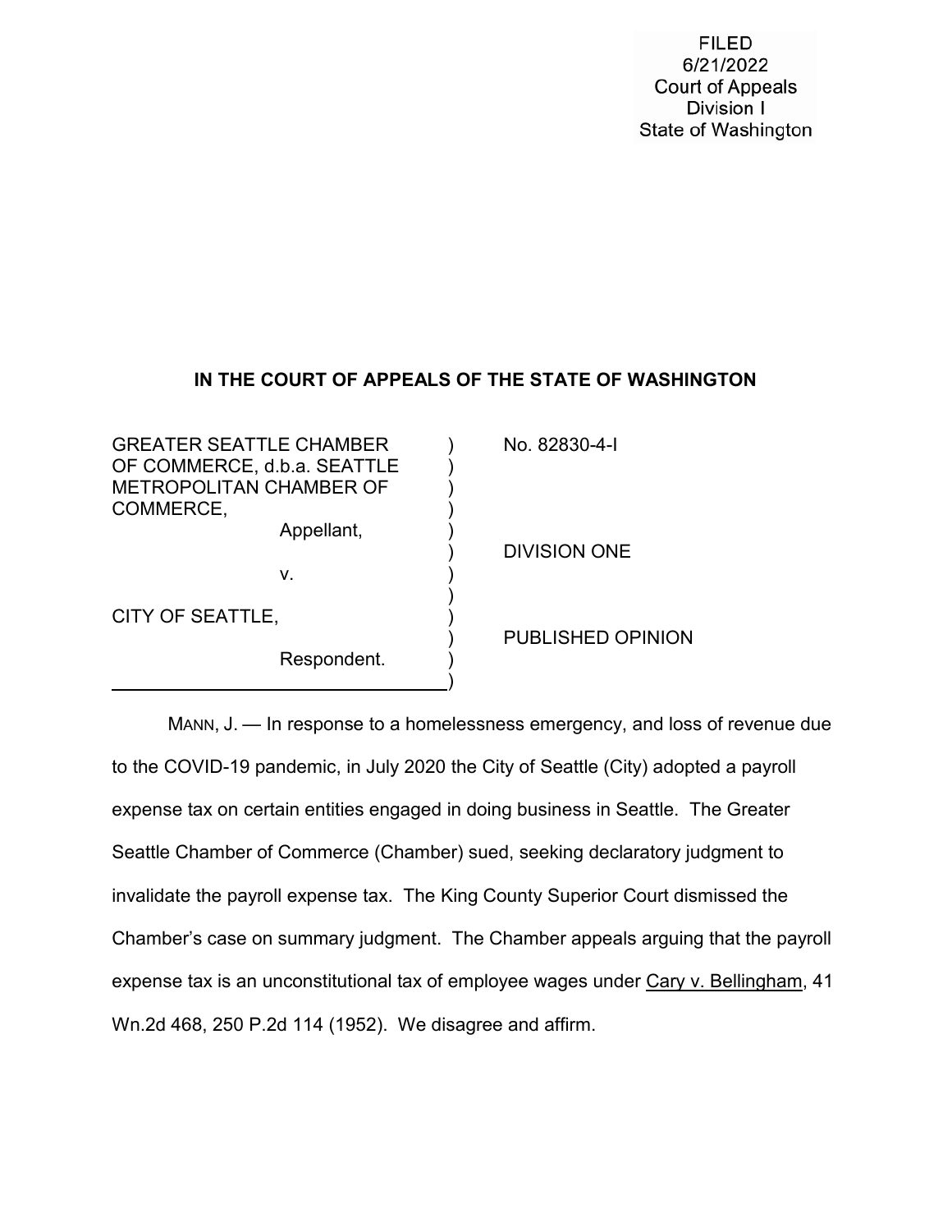FILED
6/21/2022
Court of Appeals
Division I
State of Washington

**IN THE COURT OF APPEALS OF THE STATE OF WASHINGTON**

| | |
|---|---|
| GREATER SEATTLE CHAMBER OF COMMERCE, d.b.a. SEATTLE METROPOLITAN CHAMBER OF COMMERCE, Appellant, | No. 82830-4-I |
| v. | DIVISION ONE |
| CITY OF SEATTLE, Respondent. | PUBLISHED OPINION |

MANN, J. — In response to a homelessness emergency, and loss of revenue due to the COVID-19 pandemic, in July 2020 the City of Seattle (City) adopted a payroll expense tax on certain entities engaged in doing business in Seattle. The Greater Seattle Chamber of Commerce (Chamber) sued, seeking declaratory judgment to invalidate the payroll expense tax. The King County Superior Court dismissed the Chamber's case on summary judgment. The Chamber appeals arguing that the payroll expense tax is an unconstitutional tax of employee wages under Cary v. Bellingham, 41 Wn.2d 468, 250 P.2d 114 (1952). We disagree and affirm.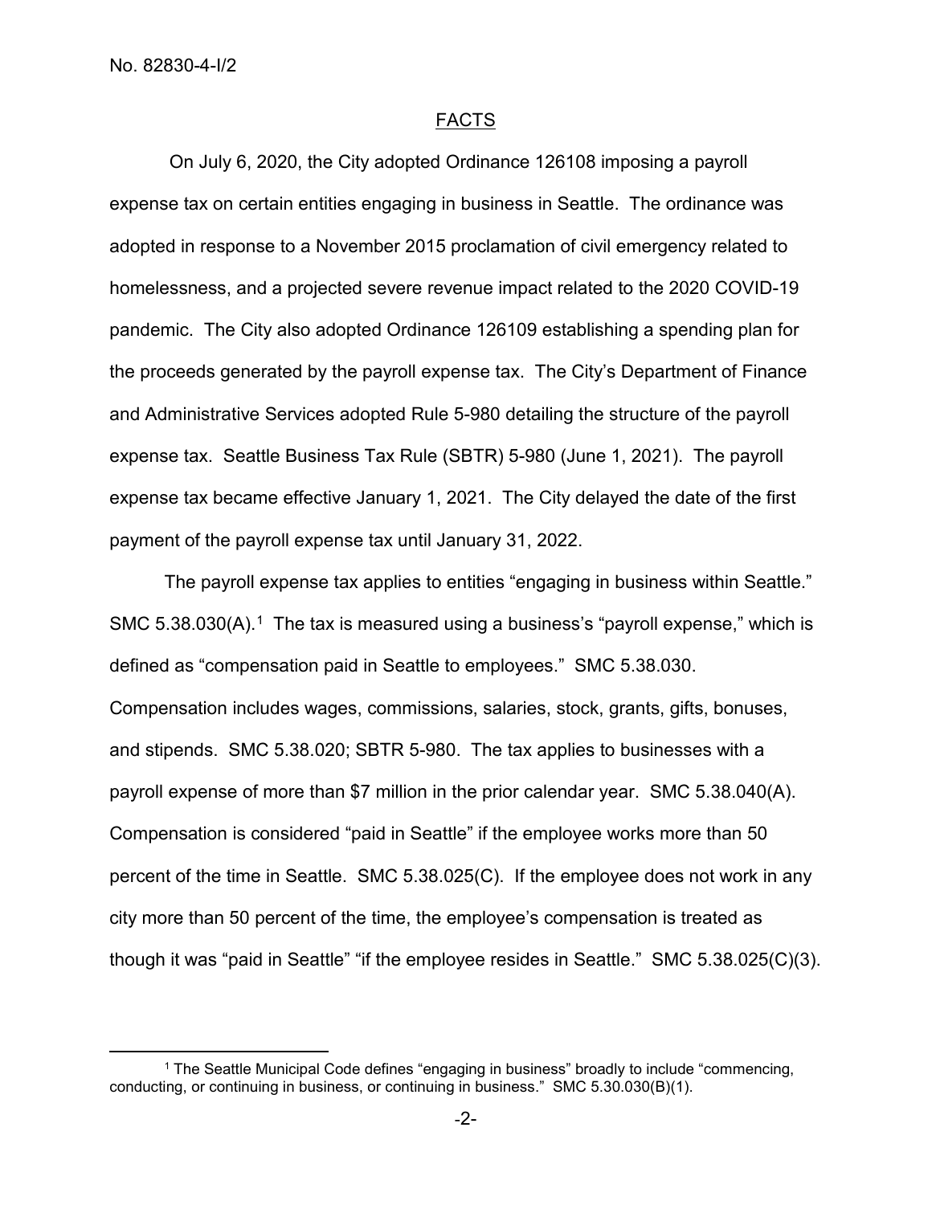## FACTS

On July 6, 2020, the City adopted Ordinance 126108 imposing a payroll expense tax on certain entities engaging in business in Seattle. The ordinance was adopted in response to a November 2015 proclamation of civil emergency related to homelessness, and a projected severe revenue impact related to the 2020 COVID-19 pandemic. The City also adopted Ordinance 126109 establishing a spending plan for the proceeds generated by the payroll expense tax. The City's Department of Finance and Administrative Services adopted Rule 5-980 detailing the structure of the payroll expense tax. Seattle Business Tax Rule (SBTR) 5-980 (June 1, 2021). The payroll expense tax became effective January 1, 2021. The City delayed the date of the first payment of the payroll expense tax until January 31, 2022.

The payroll expense tax applies to entities "engaging in business within Seattle." SMC 5.38.030(A).[1] The tax is measured using a business's "payroll expense," which is defined as "compensation paid in Seattle to employees." SMC 5.38.030. Compensation includes wages, commissions, salaries, stock, grants, gifts, bonuses, and stipends. SMC 5.38.020; SBTR 5-980. The tax applies to businesses with a payroll expense of more than \$7 million in the prior calendar year. SMC 5.38.040(A). Compensation is considered "paid in Seattle" if the employee works more than 50 percent of the time in Seattle. SMC 5.38.025(C). If the employee does not work in any city more than 50 percent of the time, the employee's compensation is treated as though it was "paid in Seattle" "if the employee resides in Seattle." SMC 5.38.025(C)(3).

---

[1] The Seattle Municipal Code defines "engaging in business" broadly to include "commencing, conducting, or continuing in business, or continuing in business." SMC 5.30.030(B)(1).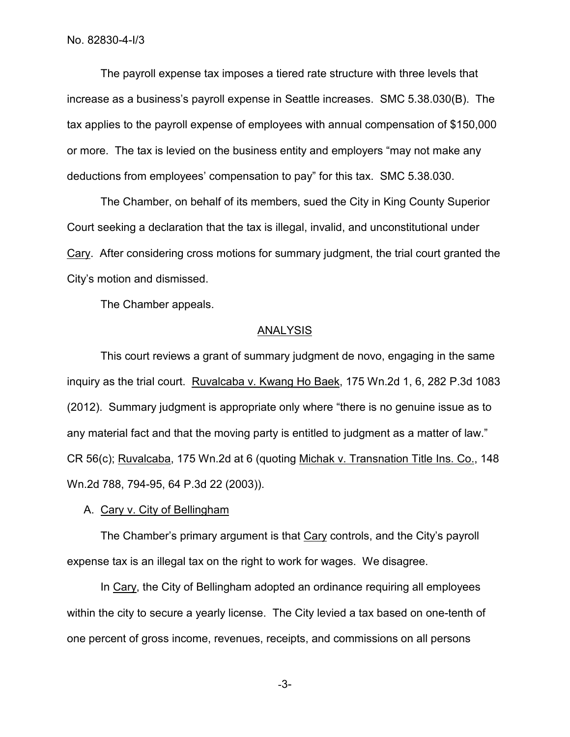The payroll expense tax imposes a tiered rate structure with three levels that increase as a business's payroll expense in Seattle increases. SMC 5.38.030(B). The tax applies to the payroll expense of employees with annual compensation of $150,000 or more. The tax is levied on the business entity and employers "may not make any deductions from employees' compensation to pay" for this tax. SMC 5.38.030.

The Chamber, on behalf of its members, sued the City in King County Superior Court seeking a declaration that the tax is illegal, invalid, and unconstitutional under Cary. After considering cross motions for summary judgment, the trial court granted the City's motion and dismissed.

The Chamber appeals.

## ANALYSIS

This court reviews a grant of summary judgment de novo, engaging in the same inquiry as the trial court. Ruvalcaba v. Kwang Ho Baek, 175 Wn.2d 1, 6, 282 P.3d 1083 (2012). Summary judgment is appropriate only where "there is no genuine issue as to any material fact and that the moving party is entitled to judgment as a matter of law." CR 56(c); Ruvalcaba, 175 Wn.2d at 6 (quoting Michak v. Transnation Title Ins. Co., 148 Wn.2d 788, 794-95, 64 P.3d 22 (2003)).

### A. Cary v. City of Bellingham

The Chamber's primary argument is that Cary controls, and the City's payroll expense tax is an illegal tax on the right to work for wages. We disagree.

In Cary, the City of Bellingham adopted an ordinance requiring all employees within the city to secure a yearly license. The City levied a tax based on one-tenth of one percent of gross income, revenues, receipts, and commissions on all persons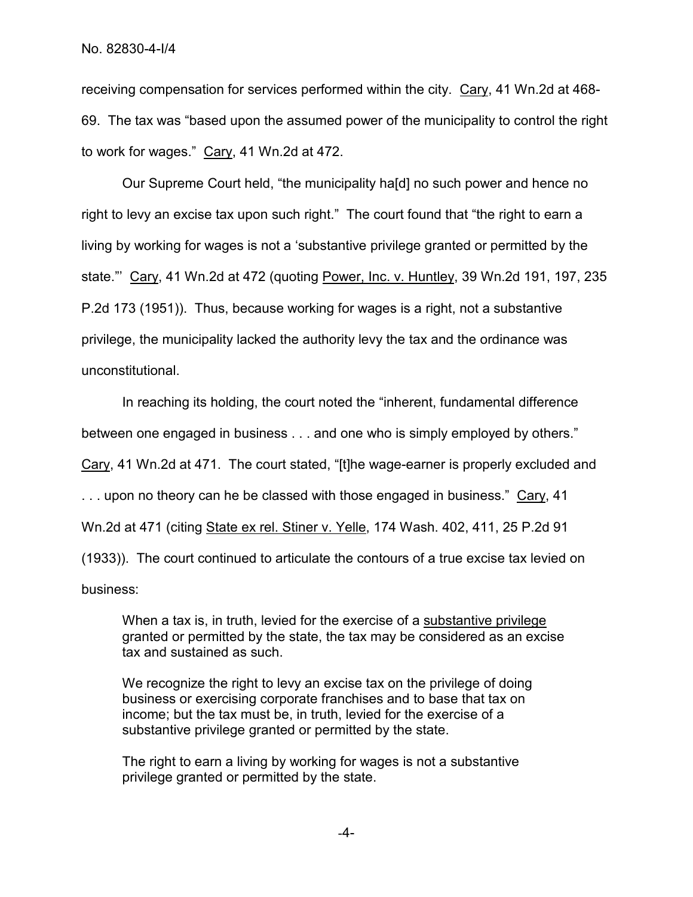receiving compensation for services performed within the city. Cary, 41 Wn.2d at 468-69. The tax was "based upon the assumed power of the municipality to control the right to work for wages." Cary, 41 Wn.2d at 472.

Our Supreme Court held, "the municipality ha[d] no such power and hence no right to levy an excise tax upon such right." The court found that "the right to earn a living by working for wages is not a 'substantive privilege granted or permitted by the state."' Cary, 41 Wn.2d at 472 (quoting Power, Inc. v. Huntley, 39 Wn.2d 191, 197, 235 P.2d 173 (1951)). Thus, because working for wages is a right, not a substantive privilege, the municipality lacked the authority levy the tax and the ordinance was unconstitutional.

In reaching its holding, the court noted the "inherent, fundamental difference between one engaged in business . . . and one who is simply employed by others." Cary, 41 Wn.2d at 471. The court stated, "[t]he wage-earner is properly excluded and . . . upon no theory can he be classed with those engaged in business." Cary, 41 Wn.2d at 471 (citing State ex rel. Stiner v. Yelle, 174 Wash. 402, 411, 25 P.2d 91 (1933)). The court continued to articulate the contours of a true excise tax levied on business:

> When a tax is, in truth, levied for the exercise of a substantive privilege granted or permitted by the state, the tax may be considered as an excise tax and sustained as such.
>
> We recognize the right to levy an excise tax on the privilege of doing business or exercising corporate franchises and to base that tax on income; but the tax must be, in truth, levied for the exercise of a substantive privilege granted or permitted by the state.
>
> The right to earn a living by working for wages is not a substantive privilege granted or permitted by the state.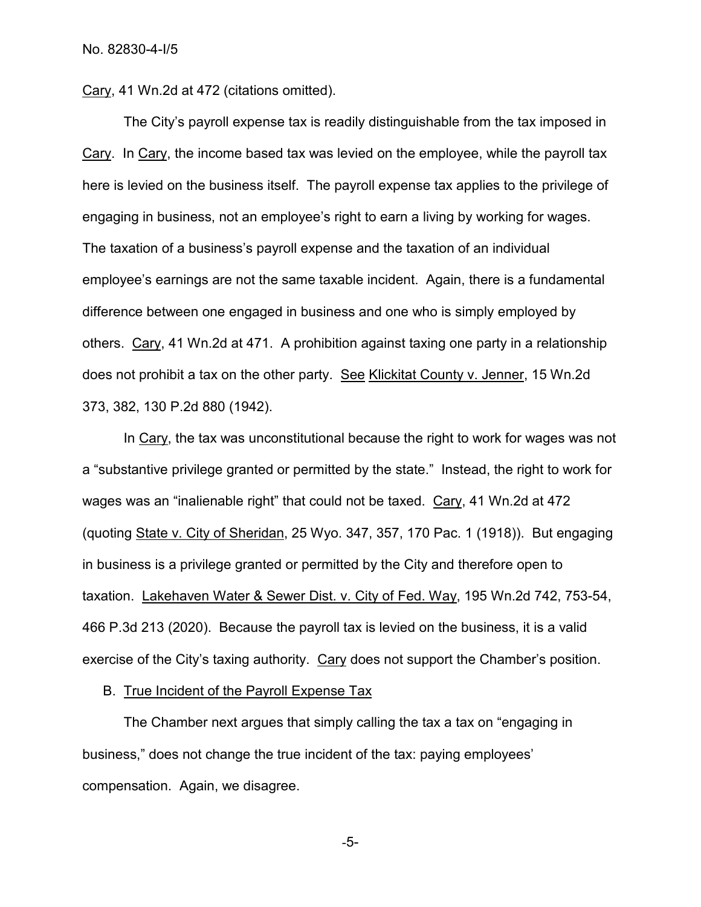Cary, 41 Wn.2d at 472 (citations omitted).

The City's payroll expense tax is readily distinguishable from the tax imposed in Cary. In Cary, the income based tax was levied on the employee, while the payroll tax here is levied on the business itself. The payroll expense tax applies to the privilege of engaging in business, not an employee's right to earn a living by working for wages. The taxation of a business's payroll expense and the taxation of an individual employee's earnings are not the same taxable incident. Again, there is a fundamental difference between one engaged in business and one who is simply employed by others. Cary, 41 Wn.2d at 471. A prohibition against taxing one party in a relationship does not prohibit a tax on the other party. See Klickitat County v. Jenner, 15 Wn.2d 373, 382, 130 P.2d 880 (1942).

In Cary, the tax was unconstitutional because the right to work for wages was not a "substantive privilege granted or permitted by the state." Instead, the right to work for wages was an "inalienable right" that could not be taxed. Cary, 41 Wn.2d at 472 (quoting State v. City of Sheridan, 25 Wyo. 347, 357, 170 Pac. 1 (1918)). But engaging in business is a privilege granted or permitted by the City and therefore open to taxation. Lakehaven Water & Sewer Dist. v. City of Fed. Way, 195 Wn.2d 742, 753-54, 466 P.3d 213 (2020). Because the payroll tax is levied on the business, it is a valid exercise of the City's taxing authority. Cary does not support the Chamber's position.

B. True Incident of the Payroll Expense Tax

The Chamber next argues that simply calling the tax a tax on "engaging in business," does not change the true incident of the tax: paying employees' compensation. Again, we disagree.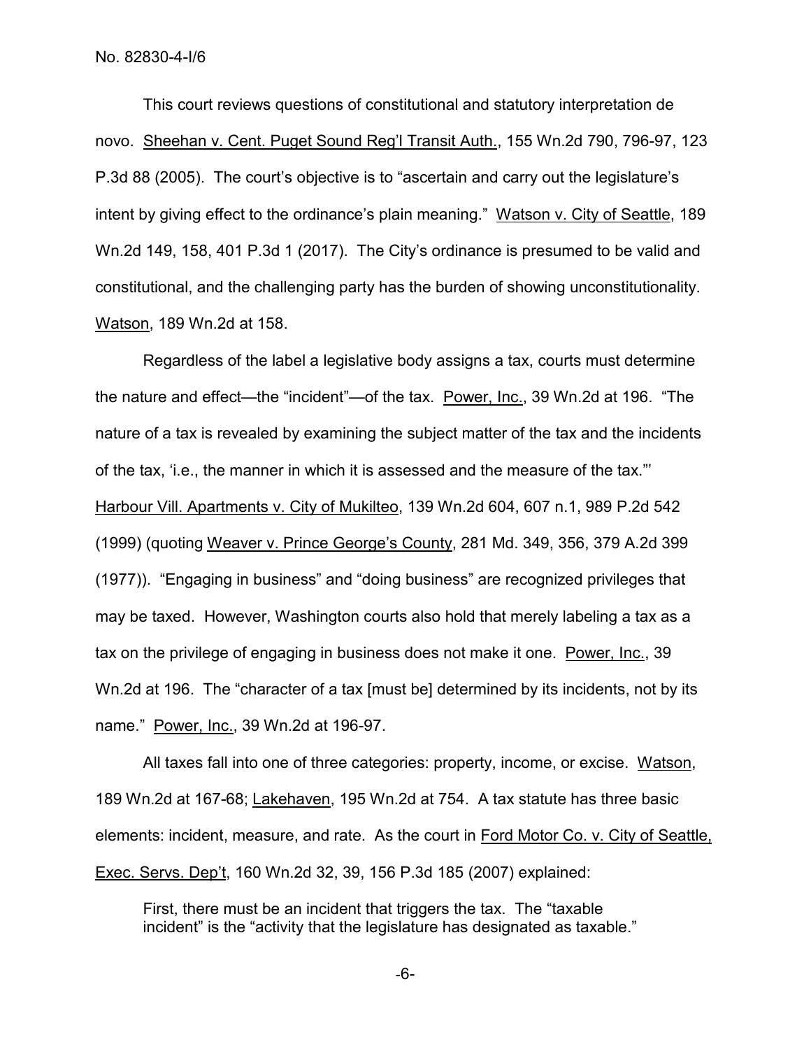This court reviews questions of constitutional and statutory interpretation de novo. Sheehan v. Cent. Puget Sound Reg'l Transit Auth., 155 Wn.2d 790, 796-97, 123 P.3d 88 (2005). The court's objective is to "ascertain and carry out the legislature's intent by giving effect to the ordinance's plain meaning." Watson v. City of Seattle, 189 Wn.2d 149, 158, 401 P.3d 1 (2017). The City's ordinance is presumed to be valid and constitutional, and the challenging party has the burden of showing unconstitutionality. Watson, 189 Wn.2d at 158.

Regardless of the label a legislative body assigns a tax, courts must determine the nature and effect—the "incident"—of the tax. Power, Inc., 39 Wn.2d at 196. "The nature of a tax is revealed by examining the subject matter of the tax and the incidents of the tax, 'i.e., the manner in which it is assessed and the measure of the tax.'" Harbour Vill. Apartments v. City of Mukilteo, 139 Wn.2d 604, 607 n.1, 989 P.2d 542 (1999) (quoting Weaver v. Prince George's County, 281 Md. 349, 356, 379 A.2d 399 (1977)). "Engaging in business" and "doing business" are recognized privileges that may be taxed. However, Washington courts also hold that merely labeling a tax as a tax on the privilege of engaging in business does not make it one. Power, Inc., 39 Wn.2d at 196. The "character of a tax [must be] determined by its incidents, not by its name." Power, Inc., 39 Wn.2d at 196-97.

All taxes fall into one of three categories: property, income, or excise. Watson, 189 Wn.2d at 167-68; Lakehaven, 195 Wn.2d at 754. A tax statute has three basic elements: incident, measure, and rate. As the court in Ford Motor Co. v. City of Seattle, Exec. Servs. Dep't, 160 Wn.2d 32, 39, 156 P.3d 185 (2007) explained:

> First, there must be an incident that triggers the tax. The "taxable incident" is the "activity that the legislature has designated as taxable."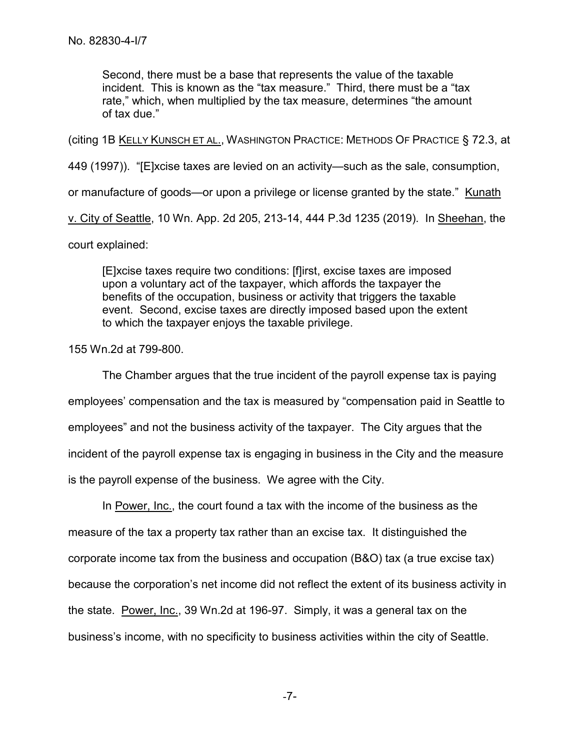Second, there must be a base that represents the value of the taxable incident. This is known as the "tax measure." Third, there must be a "tax rate," which, when multiplied by the tax measure, determines "the amount of tax due."

(citing 1B <u>Kelly Kunsch et al.</u>, Washington Practice: Methods Of Practice § 72.3, at 449 (1997)). "[E]xcise taxes are levied on an activity—such as the sale, consumption, or manufacture of goods—or upon a privilege or license granted by the state." <u>Kunath v. City of Seattle</u>, 10 Wn. App. 2d 205, 213-14, 444 P.3d 1235 (2019). In <u>Sheehan</u>, the court explained:

> [E]xcise taxes require two conditions: [f]irst, excise taxes are imposed upon a voluntary act of the taxpayer, which affords the taxpayer the benefits of the occupation, business or activity that triggers the taxable event. Second, excise taxes are directly imposed based upon the extent to which the taxpayer enjoys the taxable privilege.

155 Wn.2d at 799-800.

The Chamber argues that the true incident of the payroll expense tax is paying employees' compensation and the tax is measured by "compensation paid in Seattle to employees" and not the business activity of the taxpayer. The City argues that the incident of the payroll expense tax is engaging in business in the City and the measure is the payroll expense of the business. We agree with the City.

In <u>Power, Inc.</u>, the court found a tax with the income of the business as the measure of the tax a property tax rather than an excise tax. It distinguished the corporate income tax from the business and occupation (B&O) tax (a true excise tax) because the corporation's net income did not reflect the extent of its business activity in the state. <u>Power, Inc.</u>, 39 Wn.2d at 196-97. Simply, it was a general tax on the business's income, with no specificity to business activities within the city of Seattle.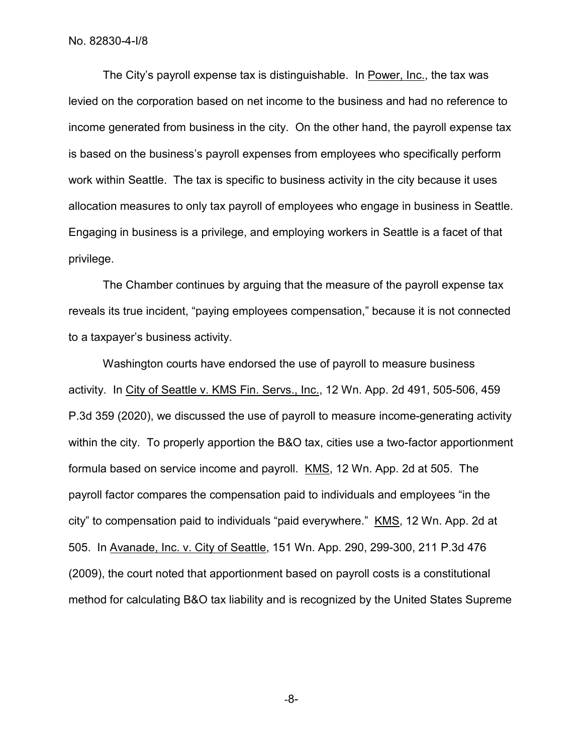The City's payroll expense tax is distinguishable. In Power, Inc., the tax was levied on the corporation based on net income to the business and had no reference to income generated from business in the city. On the other hand, the payroll expense tax is based on the business's payroll expenses from employees who specifically perform work within Seattle. The tax is specific to business activity in the city because it uses allocation measures to only tax payroll of employees who engage in business in Seattle. Engaging in business is a privilege, and employing workers in Seattle is a facet of that privilege.

The Chamber continues by arguing that the measure of the payroll expense tax reveals its true incident, "paying employees compensation," because it is not connected to a taxpayer's business activity.

Washington courts have endorsed the use of payroll to measure business activity. In City of Seattle v. KMS Fin. Servs., Inc., 12 Wn. App. 2d 491, 505-506, 459 P.3d 359 (2020), we discussed the use of payroll to measure income-generating activity within the city. To properly apportion the B&O tax, cities use a two-factor apportionment formula based on service income and payroll. KMS, 12 Wn. App. 2d at 505. The payroll factor compares the compensation paid to individuals and employees "in the city" to compensation paid to individuals "paid everywhere." KMS, 12 Wn. App. 2d at 505. In Avanade, Inc. v. City of Seattle, 151 Wn. App. 290, 299-300, 211 P.3d 476 (2009), the court noted that apportionment based on payroll costs is a constitutional method for calculating B&O tax liability and is recognized by the United States Supreme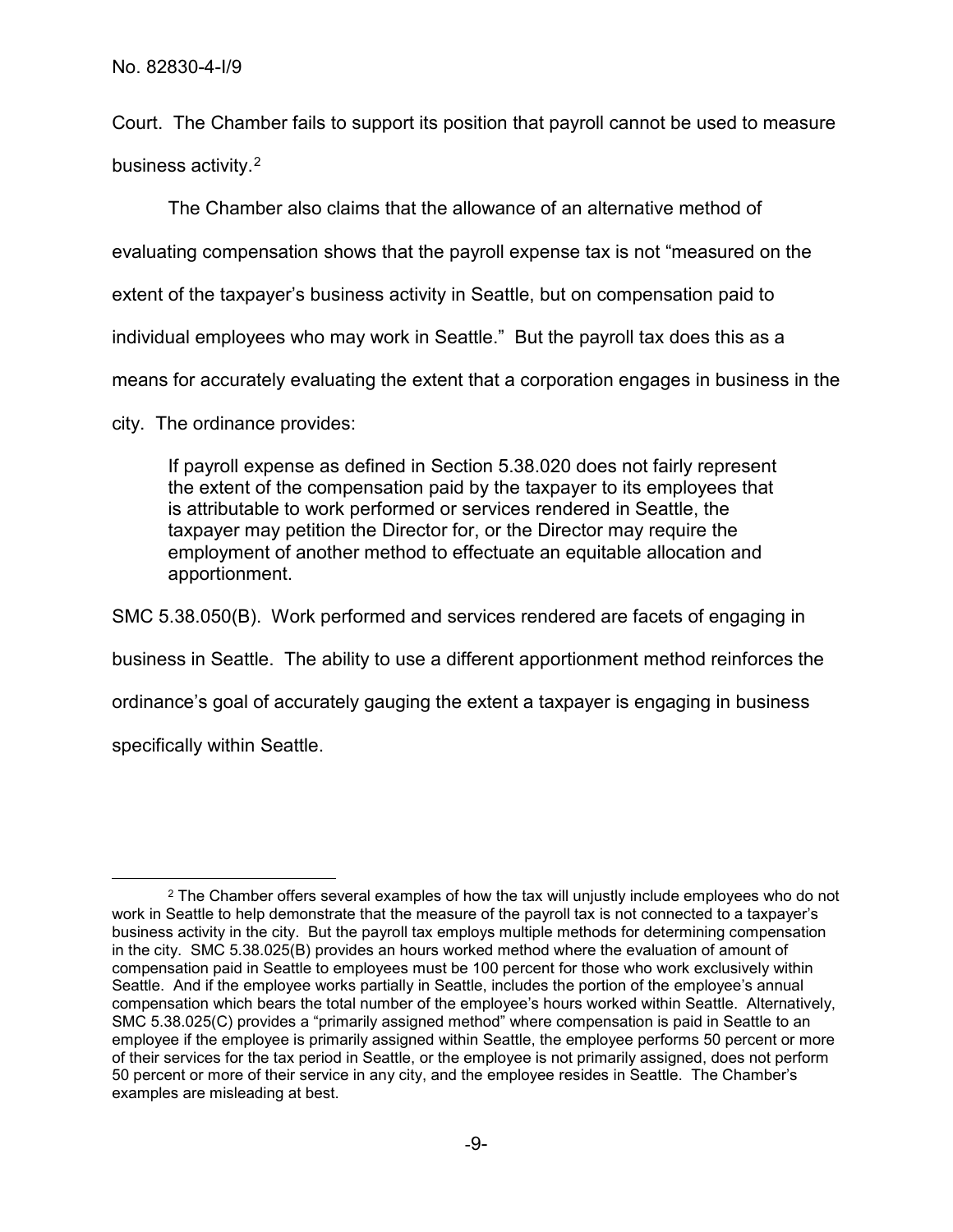Court. The Chamber fails to support its position that payroll cannot be used to measure business activity.[2]

The Chamber also claims that the allowance of an alternative method of evaluating compensation shows that the payroll expense tax is not "measured on the extent of the taxpayer's business activity in Seattle, but on compensation paid to individual employees who may work in Seattle." But the payroll tax does this as a means for accurately evaluating the extent that a corporation engages in business in the city. The ordinance provides:

> If payroll expense as defined in Section 5.38.020 does not fairly represent the extent of the compensation paid by the taxpayer to its employees that is attributable to work performed or services rendered in Seattle, the taxpayer may petition the Director for, or the Director may require the employment of another method to effectuate an equitable allocation and apportionment.

SMC 5.38.050(B). Work performed and services rendered are facets of engaging in business in Seattle. The ability to use a different apportionment method reinforces the ordinance's goal of accurately gauging the extent a taxpayer is engaging in business specifically within Seattle.

---

[2] The Chamber offers several examples of how the tax will unjustly include employees who do not work in Seattle to help demonstrate that the measure of the payroll tax is not connected to a taxpayer's business activity in the city. But the payroll tax employs multiple methods for determining compensation in the city. SMC 5.38.025(B) provides an hours worked method where the evaluation of amount of compensation paid in Seattle to employees must be 100 percent for those who work exclusively within Seattle. And if the employee works partially in Seattle, includes the portion of the employee's annual compensation which bears the total number of the employee's hours worked within Seattle. Alternatively, SMC 5.38.025(C) provides a "primarily assigned method" where compensation is paid in Seattle to an employee if the employee is primarily assigned within Seattle, the employee performs 50 percent or more of their services for the tax period in Seattle, or the employee is not primarily assigned, does not perform 50 percent or more of their service in any city, and the employee resides in Seattle. The Chamber's examples are misleading at best.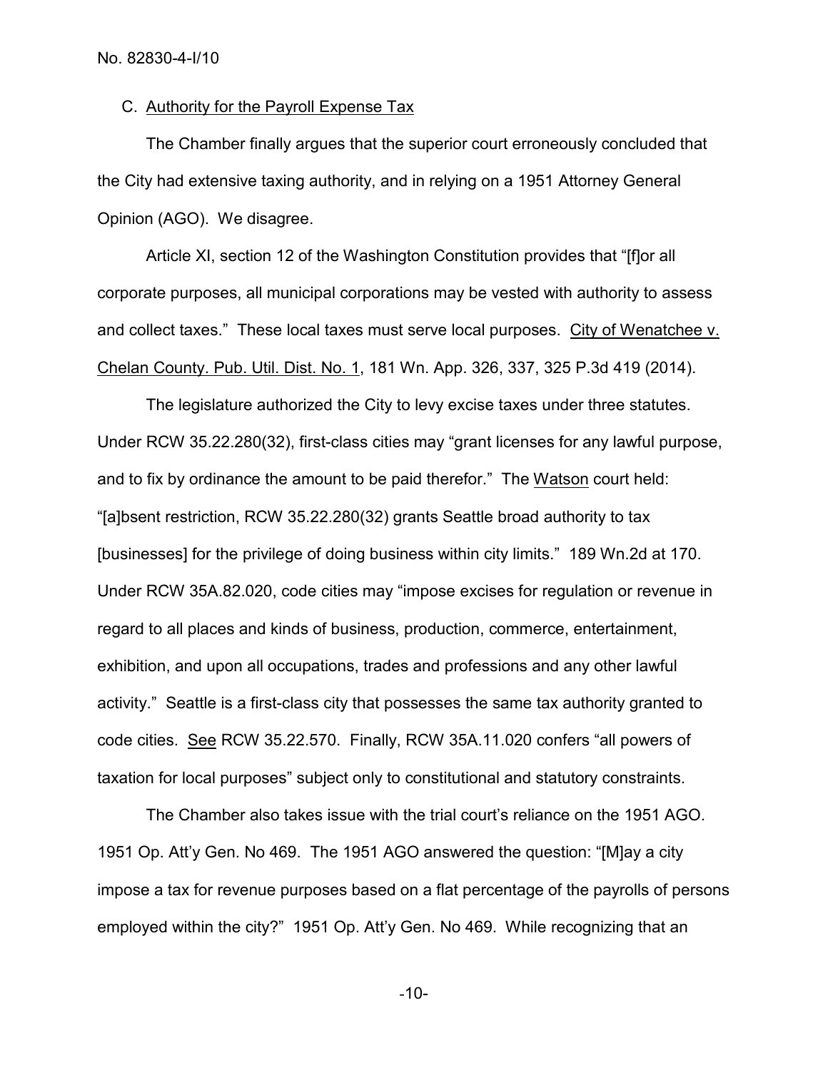C. Authority for the Payroll Expense Tax

The Chamber finally argues that the superior court erroneously concluded that the City had extensive taxing authority, and in relying on a 1951 Attorney General Opinion (AGO). We disagree.

Article XI, section 12 of the Washington Constitution provides that "[f]or all corporate purposes, all municipal corporations may be vested with authority to assess and collect taxes." These local taxes must serve local purposes. City of Wenatchee v. Chelan County. Pub. Util. Dist. No. 1, 181 Wn. App. 326, 337, 325 P.3d 419 (2014).

The legislature authorized the City to levy excise taxes under three statutes. Under RCW 35.22.280(32), first-class cities may "grant licenses for any lawful purpose, and to fix by ordinance the amount to be paid therefor." The Watson court held: "[a]bsent restriction, RCW 35.22.280(32) grants Seattle broad authority to tax [businesses] for the privilege of doing business within city limits." 189 Wn.2d at 170. Under RCW 35A.82.020, code cities may "impose excises for regulation or revenue in regard to all places and kinds of business, production, commerce, entertainment, exhibition, and upon all occupations, trades and professions and any other lawful activity." Seattle is a first-class city that possesses the same tax authority granted to code cities. See RCW 35.22.570. Finally, RCW 35A.11.020 confers "all powers of taxation for local purposes" subject only to constitutional and statutory constraints.

The Chamber also takes issue with the trial court's reliance on the 1951 AGO. 1951 Op. Att'y Gen. No 469. The 1951 AGO answered the question: "[M]ay a city impose a tax for revenue purposes based on a flat percentage of the payrolls of persons employed within the city?" 1951 Op. Att'y Gen. No 469. While recognizing that an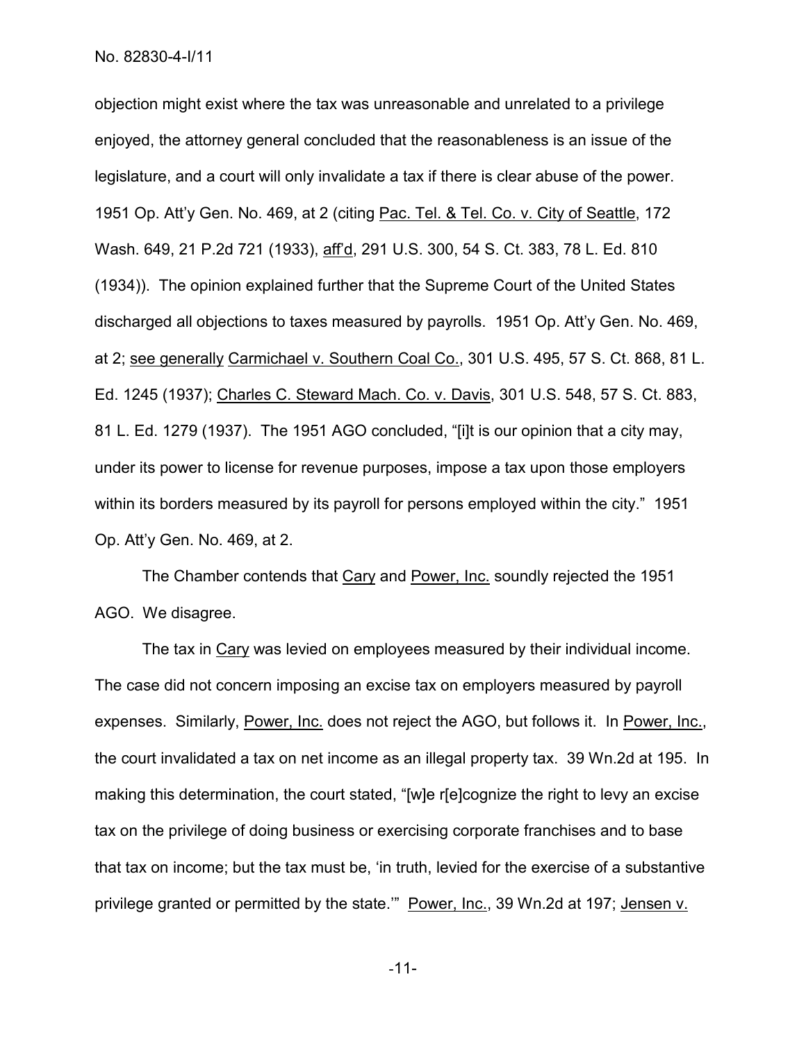objection might exist where the tax was unreasonable and unrelated to a privilege enjoyed, the attorney general concluded that the reasonableness is an issue of the legislature, and a court will only invalidate a tax if there is clear abuse of the power. 1951 Op. Att'y Gen. No. 469, at 2 (citing Pac. Tel. & Tel. Co. v. City of Seattle, 172 Wash. 649, 21 P.2d 721 (1933), aff'd, 291 U.S. 300, 54 S. Ct. 383, 78 L. Ed. 810 (1934)). The opinion explained further that the Supreme Court of the United States discharged all objections to taxes measured by payrolls. 1951 Op. Att'y Gen. No. 469, at 2; see generally Carmichael v. Southern Coal Co., 301 U.S. 495, 57 S. Ct. 868, 81 L. Ed. 1245 (1937); Charles C. Steward Mach. Co. v. Davis, 301 U.S. 548, 57 S. Ct. 883, 81 L. Ed. 1279 (1937). The 1951 AGO concluded, "[i]t is our opinion that a city may, under its power to license for revenue purposes, impose a tax upon those employers within its borders measured by its payroll for persons employed within the city." 1951 Op. Att'y Gen. No. 469, at 2.

The Chamber contends that Cary and Power, Inc. soundly rejected the 1951 AGO. We disagree.

The tax in Cary was levied on employees measured by their individual income. The case did not concern imposing an excise tax on employers measured by payroll expenses. Similarly, Power, Inc. does not reject the AGO, but follows it. In Power, Inc., the court invalidated a tax on net income as an illegal property tax. 39 Wn.2d at 195. In making this determination, the court stated, "[w]e r[e]cognize the right to levy an excise tax on the privilege of doing business or exercising corporate franchises and to base that tax on income; but the tax must be, 'in truth, levied for the exercise of a substantive privilege granted or permitted by the state.'" Power, Inc., 39 Wn.2d at 197; Jensen v.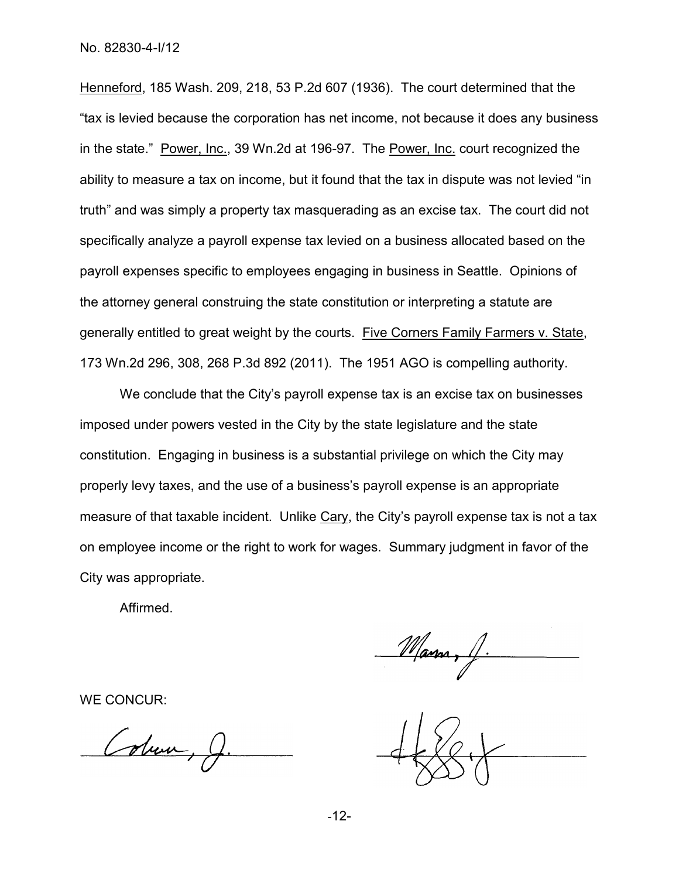Henneford, 185 Wash. 209, 218, 53 P.2d 607 (1936). The court determined that the "tax is levied because the corporation has net income, not because it does any business in the state." Power, Inc., 39 Wn.2d at 196-97. The Power, Inc. court recognized the ability to measure a tax on income, but it found that the tax in dispute was not levied "in truth" and was simply a property tax masquerading as an excise tax. The court did not specifically analyze a payroll expense tax levied on a business allocated based on the payroll expenses specific to employees engaging in business in Seattle. Opinions of the attorney general construing the state constitution or interpreting a statute are generally entitled to great weight by the courts. Five Corners Family Farmers v. State, 173 Wn.2d 296, 308, 268 P.3d 892 (2011). The 1951 AGO is compelling authority.

We conclude that the City's payroll expense tax is an excise tax on businesses imposed under powers vested in the City by the state legislature and the state constitution. Engaging in business is a substantial privilege on which the City may properly levy taxes, and the use of a business's payroll expense is an appropriate measure of that taxable incident. Unlike Cary, the City's payroll expense tax is not a tax on employee income or the right to work for wages. Summary judgment in favor of the City was appropriate.

Affirmed.

Mann, J.

WE CONCUR:

Coburn, J.

Hazelrigg, J.